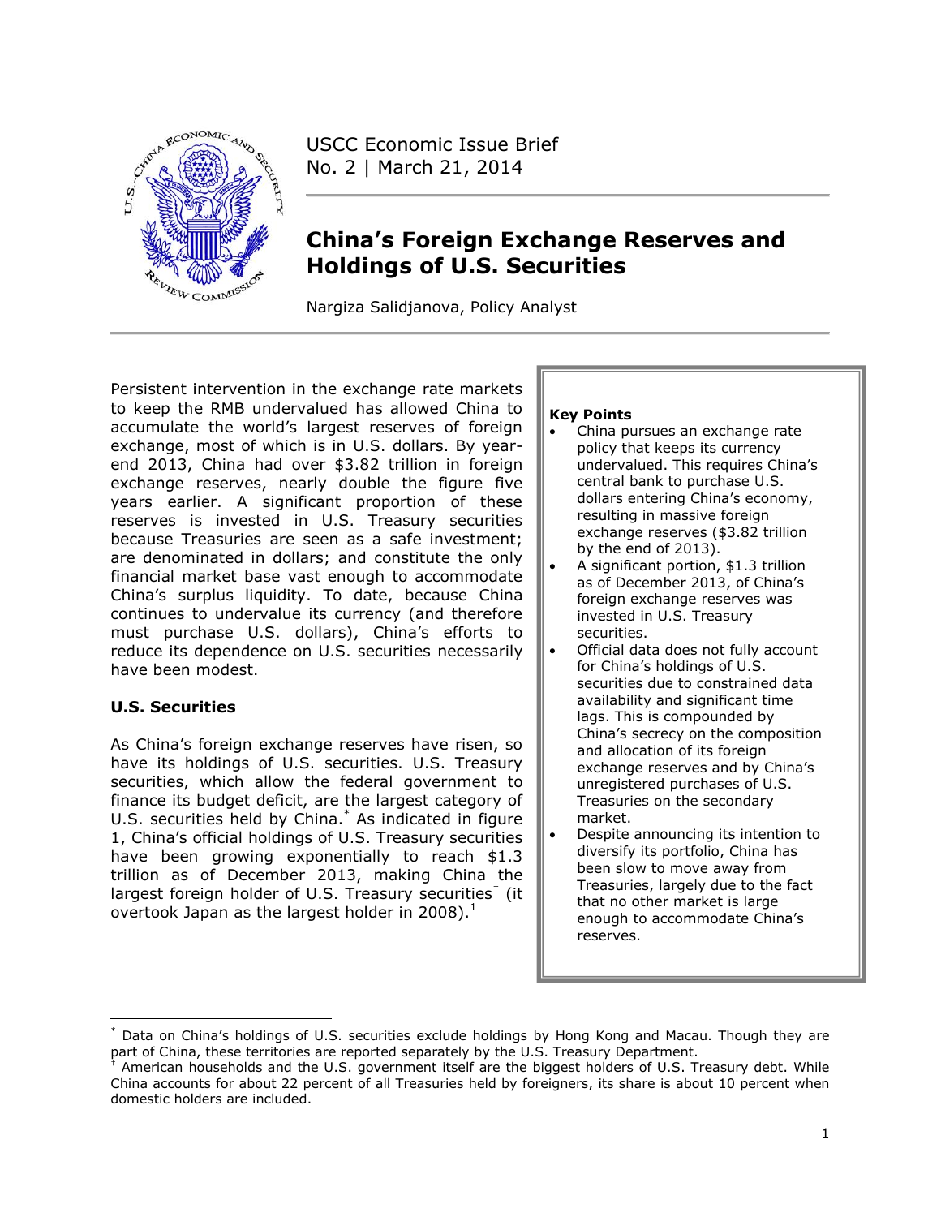USCC Economic Issue Brief
No. 2 | March 21, 2014

# China's Foreign Exchange Reserves and Holdings of U.S. Securities

Nargiza Salidjanova, Policy Analyst

Persistent intervention in the exchange rate markets to keep the RMB undervalued has allowed China to accumulate the world's largest reserves of foreign exchange, most of which is in U.S. dollars. By year-end 2013, China had over $3.82 trillion in foreign exchange reserves, nearly double the figure five years earlier. A significant proportion of these reserves is invested in U.S. Treasury securities because Treasuries are seen as a safe investment; are denominated in dollars; and constitute the only financial market base vast enough to accommodate China's surplus liquidity. To date, because China continues to undervalue its currency (and therefore must purchase U.S. dollars), China's efforts to reduce its dependence on U.S. securities necessarily have been modest.

**Key Points**

- China pursues an exchange rate policy that keeps its currency undervalued. This requires China's central bank to purchase U.S. dollars entering China's economy, resulting in massive foreign exchange reserves ($3.82 trillion by the end of 2013).
- A significant portion, $1.3 trillion as of December 2013, of China's foreign exchange reserves was invested in U.S. Treasury securities.
- Official data does not fully account for China's holdings of U.S. securities due to constrained data availability and significant time lags. This is compounded by China's secrecy on the composition and allocation of its foreign exchange reserves and by China's unregistered purchases of U.S. Treasuries on the secondary market.
- Despite announcing its intention to diversify its portfolio, China has been slow to move away from Treasuries, largely due to the fact that no other market is large enough to accommodate China's reserves.

## U.S. Securities

As China's foreign exchange reserves have risen, so have its holdings of U.S. securities. U.S. Treasury securities, which allow the federal government to finance its budget deficit, are the largest category of U.S. securities held by China.* As indicated in figure 1, China's official holdings of U.S. Treasury securities have been growing exponentially to reach $1.3 trillion as of December 2013, making China the largest foreign holder of U.S. Treasury securities† (it overtook Japan as the largest holder in 2008).[1]

---

* Data on China's holdings of U.S. securities exclude holdings by Hong Kong and Macau. Though they are part of China, these territories are reported separately by the U.S. Treasury Department.

† American households and the U.S. government itself are the biggest holders of U.S. Treasury debt. While China accounts for about 22 percent of all Treasuries held by foreigners, its share is about 10 percent when domestic holders are included.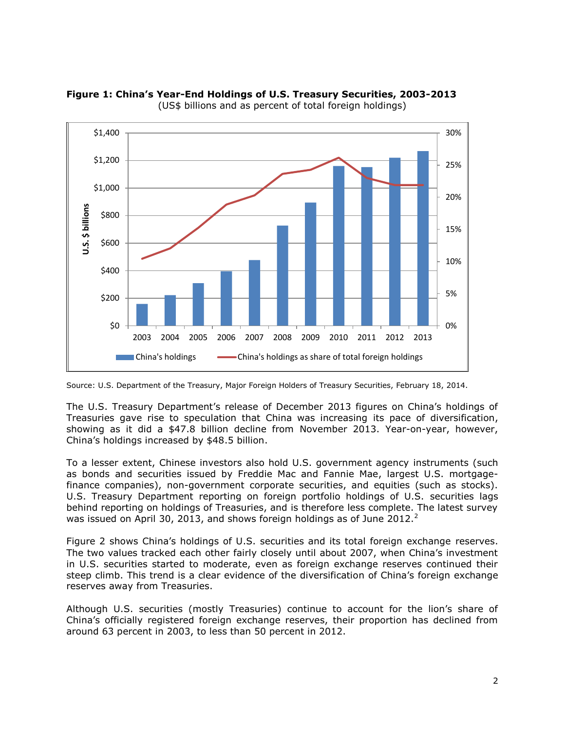**Figure 1: China's Year-End Holdings of U.S. Treasury Securities, 2003-2013**
(US$ billions and as percent of total foreign holdings)

Source: U.S. Department of the Treasury, Major Foreign Holders of Treasury Securities, February 18, 2014.

The U.S. Treasury Department's release of December 2013 figures on China's holdings of Treasuries gave rise to speculation that China was increasing its pace of diversification, showing as it did a $47.8 billion decline from November 2013. Year-on-year, however, China's holdings increased by $48.5 billion.

To a lesser extent, Chinese investors also hold U.S. government agency instruments (such as bonds and securities issued by Freddie Mac and Fannie Mae, largest U.S. mortgage-finance companies), non-government corporate securities, and equities (such as stocks). U.S. Treasury Department reporting on foreign portfolio holdings of U.S. securities lags behind reporting on holdings of Treasuries, and is therefore less complete. The latest survey was issued on April 30, 2013, and shows foreign holdings as of June 2012.[2]

Figure 2 shows China's holdings of U.S. securities and its total foreign exchange reserves. The two values tracked each other fairly closely until about 2007, when China's investment in U.S. securities started to moderate, even as foreign exchange reserves continued their steep climb. This trend is a clear evidence of the diversification of China's foreign exchange reserves away from Treasuries.

Although U.S. securities (mostly Treasuries) continue to account for the lion's share of China's officially registered foreign exchange reserves, their proportion has declined from around 63 percent in 2003, to less than 50 percent in 2012.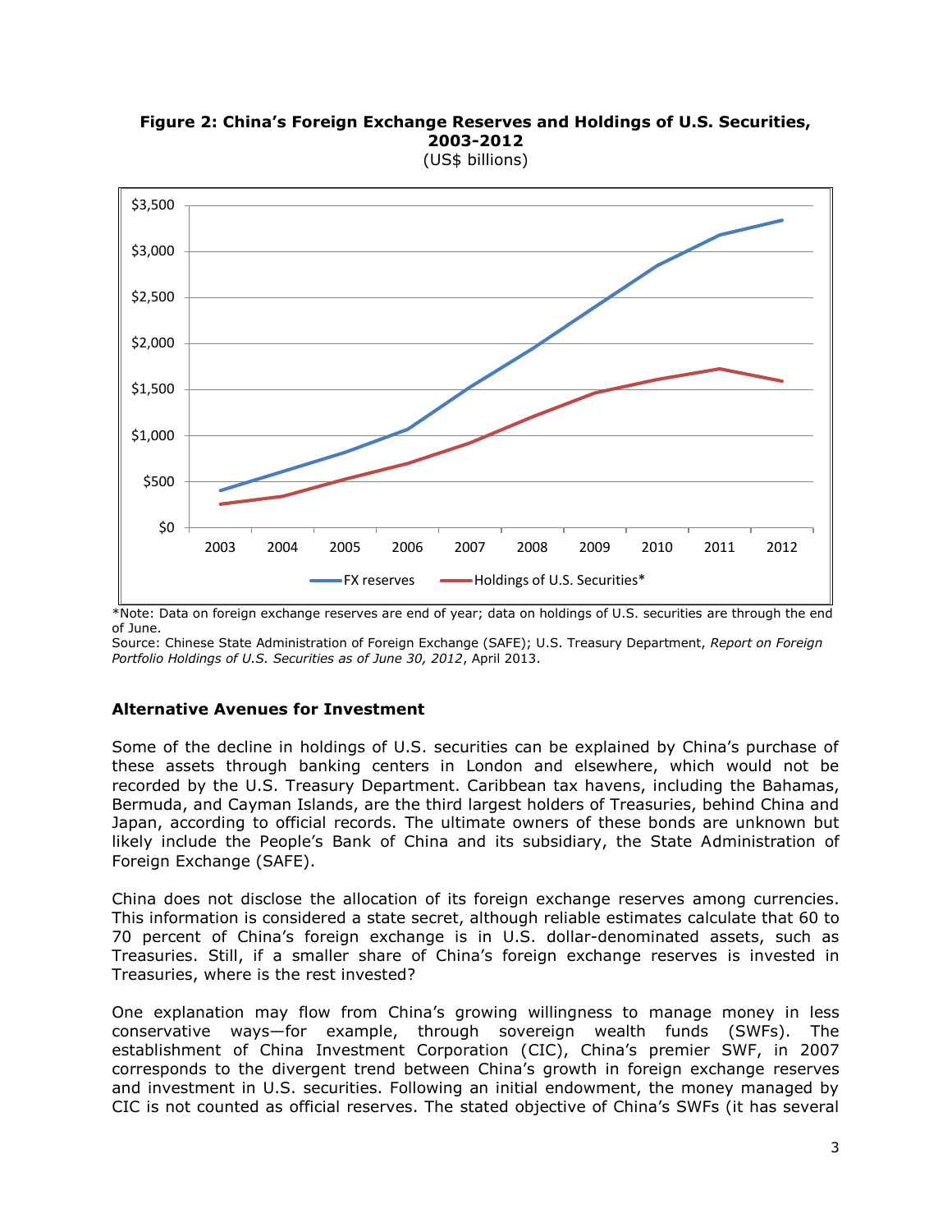**Figure 2: China's Foreign Exchange Reserves and Holdings of U.S. Securities, 2003-2012**
(US$ billions)

*Note: Data on foreign exchange reserves are end of year; data on holdings of U.S. securities are through the end of June.
Source: Chinese State Administration of Foreign Exchange (SAFE); U.S. Treasury Department, *Report on Foreign Portfolio Holdings of U.S. Securities as of June 30, 2012*, April 2013.

### Alternative Avenues for Investment

Some of the decline in holdings of U.S. securities can be explained by China's purchase of these assets through banking centers in London and elsewhere, which would not be recorded by the U.S. Treasury Department. Caribbean tax havens, including the Bahamas, Bermuda, and Cayman Islands, are the third largest holders of Treasuries, behind China and Japan, according to official records. The ultimate owners of these bonds are unknown but likely include the People's Bank of China and its subsidiary, the State Administration of Foreign Exchange (SAFE).

China does not disclose the allocation of its foreign exchange reserves among currencies. This information is considered a state secret, although reliable estimates calculate that 60 to 70 percent of China's foreign exchange is in U.S. dollar-denominated assets, such as Treasuries. Still, if a smaller share of China's foreign exchange reserves is invested in Treasuries, where is the rest invested?

One explanation may flow from China's growing willingness to manage money in less conservative ways—for example, through sovereign wealth funds (SWFs). The establishment of China Investment Corporation (CIC), China's premier SWF, in 2007 corresponds to the divergent trend between China's growth in foreign exchange reserves and investment in U.S. securities. Following an initial endowment, the money managed by CIC is not counted as official reserves. The stated objective of China's SWFs (it has several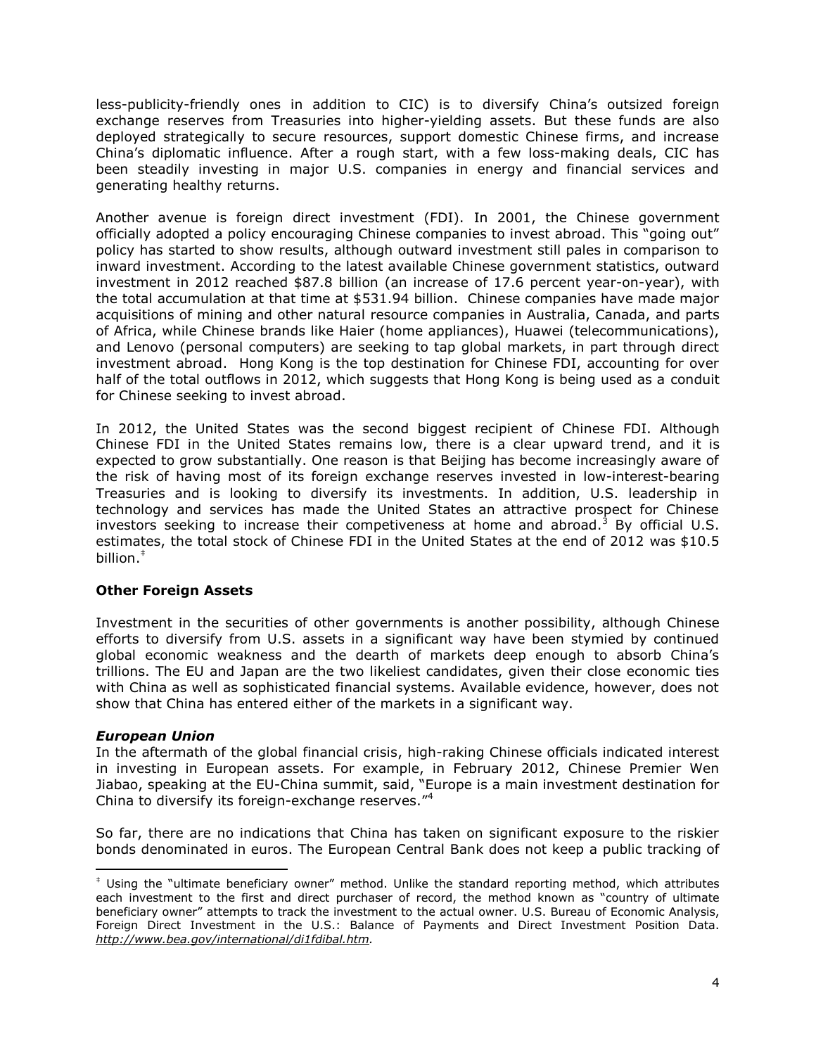less-publicity-friendly ones in addition to CIC) is to diversify China's outsized foreign exchange reserves from Treasuries into higher-yielding assets. But these funds are also deployed strategically to secure resources, support domestic Chinese firms, and increase China's diplomatic influence. After a rough start, with a few loss-making deals, CIC has been steadily investing in major U.S. companies in energy and financial services and generating healthy returns.

Another avenue is foreign direct investment (FDI). In 2001, the Chinese government officially adopted a policy encouraging Chinese companies to invest abroad. This "going out" policy has started to show results, although outward investment still pales in comparison to inward investment. According to the latest available Chinese government statistics, outward investment in 2012 reached $87.8 billion (an increase of 17.6 percent year-on-year), with the total accumulation at that time at $531.94 billion. Chinese companies have made major acquisitions of mining and other natural resource companies in Australia, Canada, and parts of Africa, while Chinese brands like Haier (home appliances), Huawei (telecommunications), and Lenovo (personal computers) are seeking to tap global markets, in part through direct investment abroad. Hong Kong is the top destination for Chinese FDI, accounting for over half of the total outflows in 2012, which suggests that Hong Kong is being used as a conduit for Chinese seeking to invest abroad.

In 2012, the United States was the second biggest recipient of Chinese FDI. Although Chinese FDI in the United States remains low, there is a clear upward trend, and it is expected to grow substantially. One reason is that Beijing has become increasingly aware of the risk of having most of its foreign exchange reserves invested in low-interest-bearing Treasuries and is looking to diversify its investments. In addition, U.S. leadership in technology and services has made the United States an attractive prospect for Chinese investors seeking to increase their competiveness at home and abroad.[3] By official U.S. estimates, the total stock of Chinese FDI in the United States at the end of 2012 was $10.5 billion.[‡]

### Other Foreign Assets

Investment in the securities of other governments is another possibility, although Chinese efforts to diversify from U.S. assets in a significant way have been stymied by continued global economic weakness and the dearth of markets deep enough to absorb China's trillions. The EU and Japan are the two likeliest candidates, given their close economic ties with China as well as sophisticated financial systems. Available evidence, however, does not show that China has entered either of the markets in a significant way.

#### *European Union*

In the aftermath of the global financial crisis, high-raking Chinese officials indicated interest in investing in European assets. For example, in February 2012, Chinese Premier Wen Jiabao, speaking at the EU-China summit, said, "Europe is a main investment destination for China to diversify its foreign-exchange reserves."[4]

So far, there are no indications that China has taken on significant exposure to the riskier bonds denominated in euros. The European Central Bank does not keep a public tracking of

---

[‡] Using the "ultimate beneficiary owner" method. Unlike the standard reporting method, which attributes each investment to the first and direct purchaser of record, the method known as "country of ultimate beneficiary owner" attempts to track the investment to the actual owner. U.S. Bureau of Economic Analysis, Foreign Direct Investment in the U.S.: Balance of Payments and Direct Investment Position Data. *http://www.bea.gov/international/di1fdibal.htm*.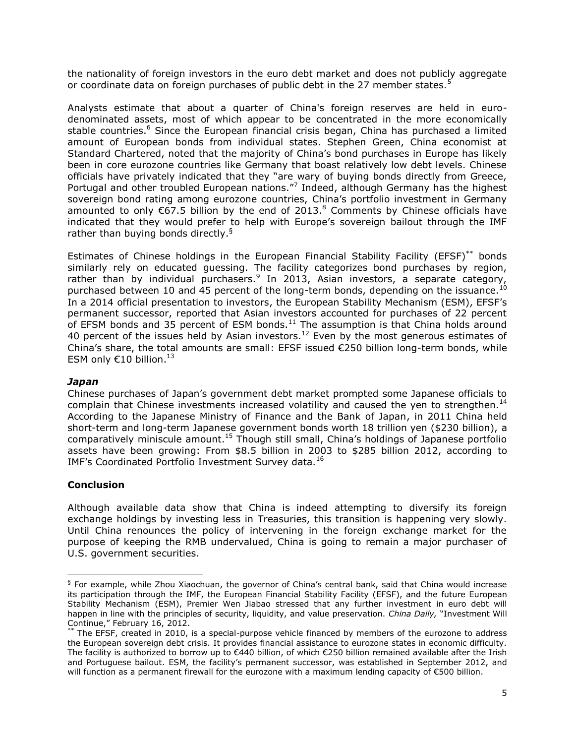the nationality of foreign investors in the euro debt market and does not publicly aggregate or coordinate data on foreign purchases of public debt in the 27 member states.[5]

Analysts estimate that about a quarter of China's foreign reserves are held in euro-denominated assets, most of which appear to be concentrated in the more economically stable countries.[6] Since the European financial crisis began, China has purchased a limited amount of European bonds from individual states. Stephen Green, China economist at Standard Chartered, noted that the majority of China's bond purchases in Europe has likely been in core eurozone countries like Germany that boast relatively low debt levels. Chinese officials have privately indicated that they "are wary of buying bonds directly from Greece, Portugal and other troubled European nations."[7] Indeed, although Germany has the highest sovereign bond rating among eurozone countries, China's portfolio investment in Germany amounted to only €67.5 billion by the end of 2013.[8] Comments by Chinese officials have indicated that they would prefer to help with Europe's sovereign bailout through the IMF rather than buying bonds directly.[§]

Estimates of Chinese holdings in the European Financial Stability Facility (EFSF)[**] bonds similarly rely on educated guessing. The facility categorizes bond purchases by region, rather than by individual purchasers.[9] In 2013, Asian investors, a separate category, purchased between 10 and 45 percent of the long-term bonds, depending on the issuance.[10] In a 2014 official presentation to investors, the European Stability Mechanism (ESM), EFSF's permanent successor, reported that Asian investors accounted for purchases of 22 percent of EFSM bonds and 35 percent of ESM bonds.[11] The assumption is that China holds around 40 percent of the issues held by Asian investors.[12] Even by the most generous estimates of China's share, the total amounts are small: EFSF issued €250 billion long-term bonds, while ESM only €10 billion.[13]

### *Japan*

Chinese purchases of Japan's government debt market prompted some Japanese officials to complain that Chinese investments increased volatility and caused the yen to strengthen.[14] According to the Japanese Ministry of Finance and the Bank of Japan, in 2011 China held short-term and long-term Japanese government bonds worth 18 trillion yen ($230 billion), a comparatively miniscule amount.[15] Though still small, China's holdings of Japanese portfolio assets have been growing: From $8.5 billion in 2003 to $285 billion 2012, according to IMF's Coordinated Portfolio Investment Survey data.[16]

## Conclusion

Although available data show that China is indeed attempting to diversify its foreign exchange holdings by investing less in Treasuries, this transition is happening very slowly. Until China renounces the policy of intervening in the foreign exchange market for the purpose of keeping the RMB undervalued, China is going to remain a major purchaser of U.S. government securities.

---

[§] For example, while Zhou Xiaochuan, the governor of China's central bank, said that China would increase its participation through the IMF, the European Financial Stability Facility (EFSF), and the future European Stability Mechanism (ESM), Premier Wen Jiabao stressed that any further investment in euro debt will happen in line with the principles of security, liquidity, and value preservation. *China Daily,* "Investment Will Continue," February 16, 2012.

[**] The EFSF, created in 2010, is a special-purpose vehicle financed by members of the eurozone to address the European sovereign debt crisis. It provides financial assistance to eurozone states in economic difficulty. The facility is authorized to borrow up to €440 billion, of which €250 billion remained available after the Irish and Portuguese bailout. ESM, the facility's permanent successor, was established in September 2012, and will function as a permanent firewall for the eurozone with a maximum lending capacity of €500 billion.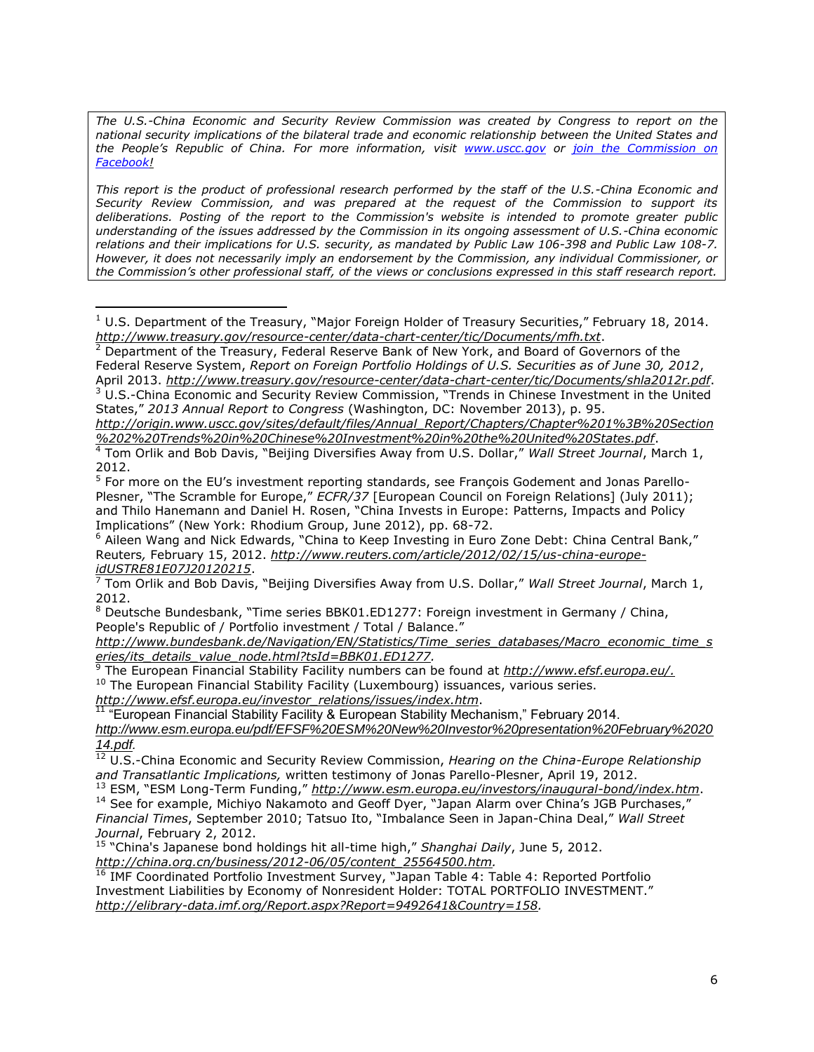*The U.S.-China Economic and Security Review Commission was created by Congress to report on the national security implications of the bilateral trade and economic relationship between the United States and the People's Republic of China. For more information, visit [www.uscc.gov](http://www.uscc.gov) or [join the Commission on Facebook!](https://www.facebook.com)*

*This report is the product of professional research performed by the staff of the U.S.-China Economic and Security Review Commission, and was prepared at the request of the Commission to support its deliberations. Posting of the report to the Commission's website is intended to promote greater public understanding of the issues addressed by the Commission in its ongoing assessment of U.S.-China economic relations and their implications for U.S. security, as mandated by Public Law 106-398 and Public Law 108-7. However, it does not necessarily imply an endorsement by the Commission, any individual Commissioner, or the Commission's other professional staff, of the views or conclusions expressed in this staff research report.*

---

[1] U.S. Department of the Treasury, "Major Foreign Holder of Treasury Securities," February 18, 2014. *http://www.treasury.gov/resource-center/data-chart-center/tic/Documents/mfh.txt*.

[2] Department of the Treasury, Federal Reserve Bank of New York, and Board of Governors of the Federal Reserve System, *Report on Foreign Portfolio Holdings of U.S. Securities as of June 30, 2012*, April 2013. *http://www.treasury.gov/resource-center/data-chart-center/tic/Documents/shla2012r.pdf*.

[3] U.S.-China Economic and Security Review Commission, "Trends in Chinese Investment in the United States," *2013 Annual Report to Congress* (Washington, DC: November 2013), p. 95. *http://origin.www.uscc.gov/sites/default/files/Annual_Report/Chapters/Chapter%201%3B%20Section%202%20Trends%20in%20Chinese%20Investment%20in%20the%20United%20States.pdf*.

[4] Tom Orlik and Bob Davis, "Beijing Diversifies Away from U.S. Dollar," *Wall Street Journal*, March 1, 2012.

[5] For more on the EU's investment reporting standards, see François Godement and Jonas Parello-Plesner, "The Scramble for Europe," *ECFR/37* [European Council on Foreign Relations] (July 2011); and Thilo Hanemann and Daniel H. Rosen, "China Invests in Europe: Patterns, Impacts and Policy Implications" (New York: Rhodium Group, June 2012), pp. 68-72.

[6] Aileen Wang and Nick Edwards, "China to Keep Investing in Euro Zone Debt: China Central Bank," Reuters*,* February 15, 2012. *http://www.reuters.com/article/2012/02/15/us-china-europe-idUSTRE81E07J20120215*.

[7] Tom Orlik and Bob Davis, "Beijing Diversifies Away from U.S. Dollar," *Wall Street Journal*, March 1, 2012.

[8] Deutsche Bundesbank, "Time series BBK01.ED1277: Foreign investment in Germany / China, People's Republic of / Portfolio investment / Total / Balance." *http://www.bundesbank.de/Navigation/EN/Statistics/Time_series_databases/Macro_economic_time_series/its_details_value_node.html?tsId=BBK01.ED1277.*

[9] The European Financial Stability Facility numbers can be found at *http://www.efsf.europa.eu/.*

[10] The European Financial Stability Facility (Luxembourg) issuances, various series. *http://www.efsf.europa.eu/investor_relations/issues/index.htm*.

[11] "European Financial Stability Facility & European Stability Mechanism," February 2014. *http://www.esm.europa.eu/pdf/EFSF%20ESM%20New%20Investor%20presentation%20February%202014.pdf.*

[12] U.S.-China Economic and Security Review Commission, *Hearing on the China-Europe Relationship and Transatlantic Implications,* written testimony of Jonas Parello-Plesner, April 19, 2012.

[13] ESM, "ESM Long-Term Funding," *http://www.esm.europa.eu/investors/inaugural-bond/index.htm*.

[14] See for example, Michiyo Nakamoto and Geoff Dyer, "Japan Alarm over China's JGB Purchases," *Financial Times*, September 2010; Tatsuo Ito, "Imbalance Seen in Japan-China Deal," *Wall Street Journal*, February 2, 2012.

[15] "China's Japanese bond holdings hit all-time high," *Shanghai Daily*, June 5, 2012. *http://china.org.cn/business/2012-06/05/content_25564500.htm.*

[16] IMF Coordinated Portfolio Investment Survey, "Japan Table 4: Table 4: Reported Portfolio Investment Liabilities by Economy of Nonresident Holder: TOTAL PORTFOLIO INVESTMENT." *http://elibrary-data.imf.org/Report.aspx?Report=9492641&Country=158.*